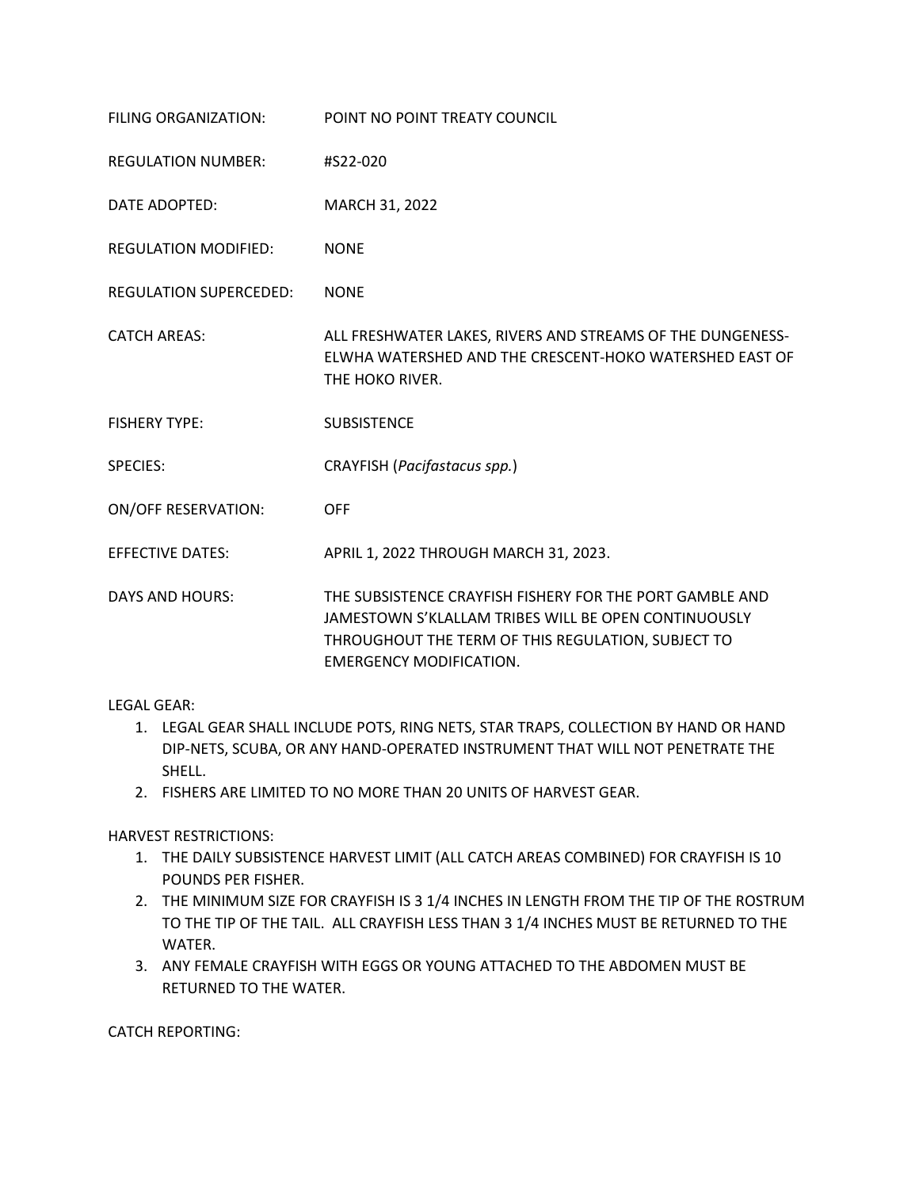FILING ORGANIZATION: POINT NO POINT TREATY COUNCIL

REGULATION NUMBER: #S22-020

DATE ADOPTED: MARCH 31, 2022

REGULATION MODIFIED: NONE

REGULATION SUPERCEDED: NONE

CATCH AREAS: ALL FRESHWATER LAKES, RIVERS AND STREAMS OF THE DUNGENESS-ELWHA WATERSHED AND THE CRESCENT-HOKO WATERSHED EAST OF THE HOKO RIVER.

FISHERY TYPE: SUBSISTENCE

SPECIES: CRAYFISH (*Pacifastacus spp.*)

ON/OFF RESERVATION: OFF

EFFECTIVE DATES: APRIL 1, 2022 THROUGH MARCH 31, 2023.

DAYS AND HOURS: THE SUBSISTENCE CRAYFISH FISHERY FOR THE PORT GAMBLE AND JAMESTOWN S'KLALLAM TRIBES WILL BE OPEN CONTINUOUSLY THROUGHOUT THE TERM OF THIS REGULATION, SUBJECT TO EMERGENCY MODIFICATION.

LEGAL GEAR:

1. LEGAL GEAR SHALL INCLUDE POTS, RING NETS, STAR TRAPS, COLLECTION BY HAND OR HAND DIP-NETS, SCUBA, OR ANY HAND-OPERATED INSTRUMENT THAT WILL NOT PENETRATE THE SHELL.
2. FISHERS ARE LIMITED TO NO MORE THAN 20 UNITS OF HARVEST GEAR.

HARVEST RESTRICTIONS:

1. THE DAILY SUBSISTENCE HARVEST LIMIT (ALL CATCH AREAS COMBINED) FOR CRAYFISH IS 10 POUNDS PER FISHER.
2. THE MINIMUM SIZE FOR CRAYFISH IS 3 1/4 INCHES IN LENGTH FROM THE TIP OF THE ROSTRUM TO THE TIP OF THE TAIL. ALL CRAYFISH LESS THAN 3 1/4 INCHES MUST BE RETURNED TO THE WATER.
3. ANY FEMALE CRAYFISH WITH EGGS OR YOUNG ATTACHED TO THE ABDOMEN MUST BE RETURNED TO THE WATER.

CATCH REPORTING: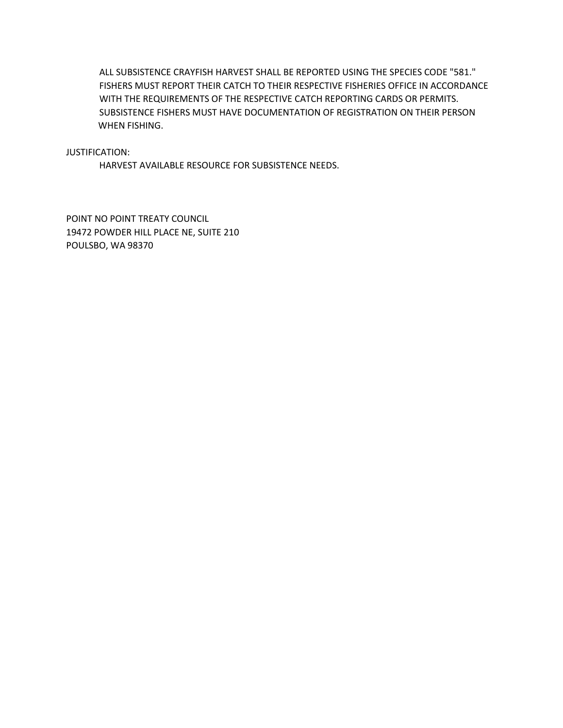ALL SUBSISTENCE CRAYFISH HARVEST SHALL BE REPORTED USING THE SPECIES CODE "581." FISHERS MUST REPORT THEIR CATCH TO THEIR RESPECTIVE FISHERIES OFFICE IN ACCORDANCE WITH THE REQUIREMENTS OF THE RESPECTIVE CATCH REPORTING CARDS OR PERMITS. SUBSISTENCE FISHERS MUST HAVE DOCUMENTATION OF REGISTRATION ON THEIR PERSON WHEN FISHING.

JUSTIFICATION:

HARVEST AVAILABLE RESOURCE FOR SUBSISTENCE NEEDS.

POINT NO POINT TREATY COUNCIL
19472 POWDER HILL PLACE NE, SUITE 210
POULSBO, WA 98370